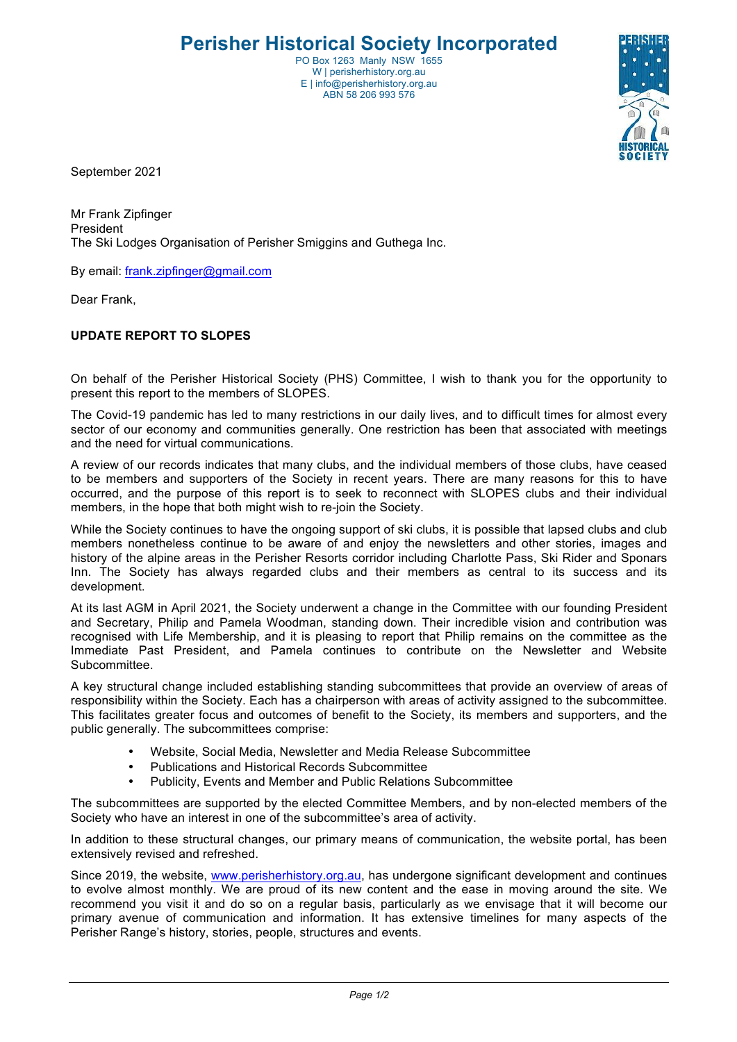# Perisher Historical Society Incorporated

PO Box 1263 Manly NSW 1655
W | perisherhistory.org.au
E | info@perisherhistory.org.au
ABN 58 206 993 576

September 2021

Mr Frank Zipfinger
President
The Ski Lodges Organisation of Perisher Smiggins and Guthega Inc.

By email: frank.zipfinger@gmail.com

Dear Frank,

**UPDATE REPORT TO SLOPES**

On behalf of the Perisher Historical Society (PHS) Committee, I wish to thank you for the opportunity to present this report to the members of SLOPES.

The Covid-19 pandemic has led to many restrictions in our daily lives, and to difficult times for almost every sector of our economy and communities generally. One restriction has been that associated with meetings and the need for virtual communications.

A review of our records indicates that many clubs, and the individual members of those clubs, have ceased to be members and supporters of the Society in recent years. There are many reasons for this to have occurred, and the purpose of this report is to seek to reconnect with SLOPES clubs and their individual members, in the hope that both might wish to re-join the Society.

While the Society continues to have the ongoing support of ski clubs, it is possible that lapsed clubs and club members nonetheless continue to be aware of and enjoy the newsletters and other stories, images and history of the alpine areas in the Perisher Resorts corridor including Charlotte Pass, Ski Rider and Sponars Inn. The Society has always regarded clubs and their members as central to its success and its development.

At its last AGM in April 2021, the Society underwent a change in the Committee with our founding President and Secretary, Philip and Pamela Woodman, standing down. Their incredible vision and contribution was recognised with Life Membership, and it is pleasing to report that Philip remains on the committee as the Immediate Past President, and Pamela continues to contribute on the Newsletter and Website Subcommittee.

A key structural change included establishing standing subcommittees that provide an overview of areas of responsibility within the Society. Each has a chairperson with areas of activity assigned to the subcommittee. This facilitates greater focus and outcomes of benefit to the Society, its members and supporters, and the public generally. The subcommittees comprise:

- Website, Social Media, Newsletter and Media Release Subcommittee
- Publications and Historical Records Subcommittee
- Publicity, Events and Member and Public Relations Subcommittee

The subcommittees are supported by the elected Committee Members, and by non-elected members of the Society who have an interest in one of the subcommittee's area of activity.

In addition to these structural changes, our primary means of communication, the website portal, has been extensively revised and refreshed.

Since 2019, the website, www.perisherhistory.org.au, has undergone significant development and continues to evolve almost monthly. We are proud of its new content and the ease in moving around the site. We recommend you visit it and do so on a regular basis, particularly as we envisage that it will become our primary avenue of communication and information. It has extensive timelines for many aspects of the Perisher Range's history, stories, people, structures and events.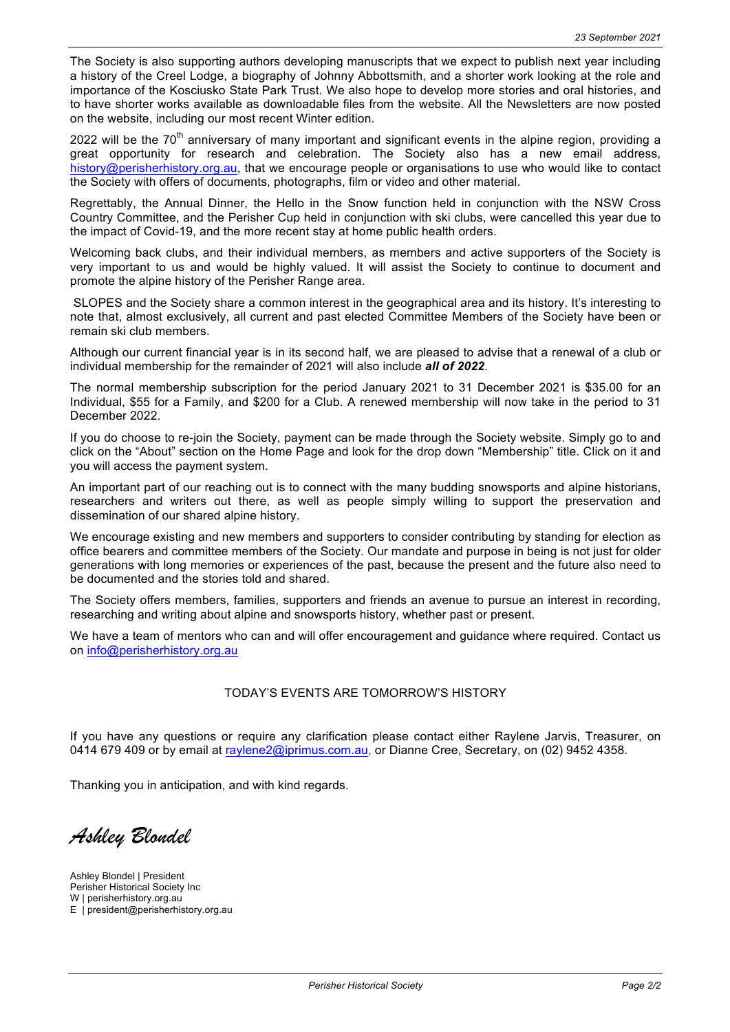The Society is also supporting authors developing manuscripts that we expect to publish next year including a history of the Creel Lodge, a biography of Johnny Abbottsmith, and a shorter work looking at the role and importance of the Kosciusko State Park Trust. We also hope to develop more stories and oral histories, and to have shorter works available as downloadable files from the website. All the Newsletters are now posted on the website, including our most recent Winter edition.

2022 will be the 70th anniversary of many important and significant events in the alpine region, providing a great opportunity for research and celebration. The Society also has a new email address, history@perisherhistory.org.au, that we encourage people or organisations to use who would like to contact the Society with offers of documents, photographs, film or video and other material.

Regrettably, the Annual Dinner, the Hello in the Snow function held in conjunction with the NSW Cross Country Committee, and the Perisher Cup held in conjunction with ski clubs, were cancelled this year due to the impact of Covid-19, and the more recent stay at home public health orders.

Welcoming back clubs, and their individual members, as members and active supporters of the Society is very important to us and would be highly valued. It will assist the Society to continue to document and promote the alpine history of the Perisher Range area.

SLOPES and the Society share a common interest in the geographical area and its history. It's interesting to note that, almost exclusively, all current and past elected Committee Members of the Society have been or remain ski club members.

Although our current financial year is in its second half, we are pleased to advise that a renewal of a club or individual membership for the remainder of 2021 will also include ***all of 2022***.

The normal membership subscription for the period January 2021 to 31 December 2021 is $35.00 for an Individual, $55 for a Family, and $200 for a Club. A renewed membership will now take in the period to 31 December 2022.

If you do choose to re-join the Society, payment can be made through the Society website. Simply go to and click on the "About" section on the Home Page and look for the drop down "Membership" title. Click on it and you will access the payment system.

An important part of our reaching out is to connect with the many budding snowsports and alpine historians, researchers and writers out there, as well as people simply willing to support the preservation and dissemination of our shared alpine history.

We encourage existing and new members and supporters to consider contributing by standing for election as office bearers and committee members of the Society. Our mandate and purpose in being is not just for older generations with long memories or experiences of the past, because the present and the future also need to be documented and the stories told and shared.

The Society offers members, families, supporters and friends an avenue to pursue an interest in recording, researching and writing about alpine and snowsports history, whether past or present.

We have a team of mentors who can and will offer encouragement and guidance where required. Contact us on info@perisherhistory.org.au

TODAY'S EVENTS ARE TOMORROW'S HISTORY

If you have any questions or require any clarification please contact either Raylene Jarvis, Treasurer, on 0414 679 409 or by email at raylene2@iprimus.com.au, or Dianne Cree, Secretary, on (02) 9452 4358.

Thanking you in anticipation, and with kind regards.

*Ashley Blondel*

Ashley Blondel | President
Perisher Historical Society Inc
W | perisherhistory.org.au
E | president@perisherhistory.org.au